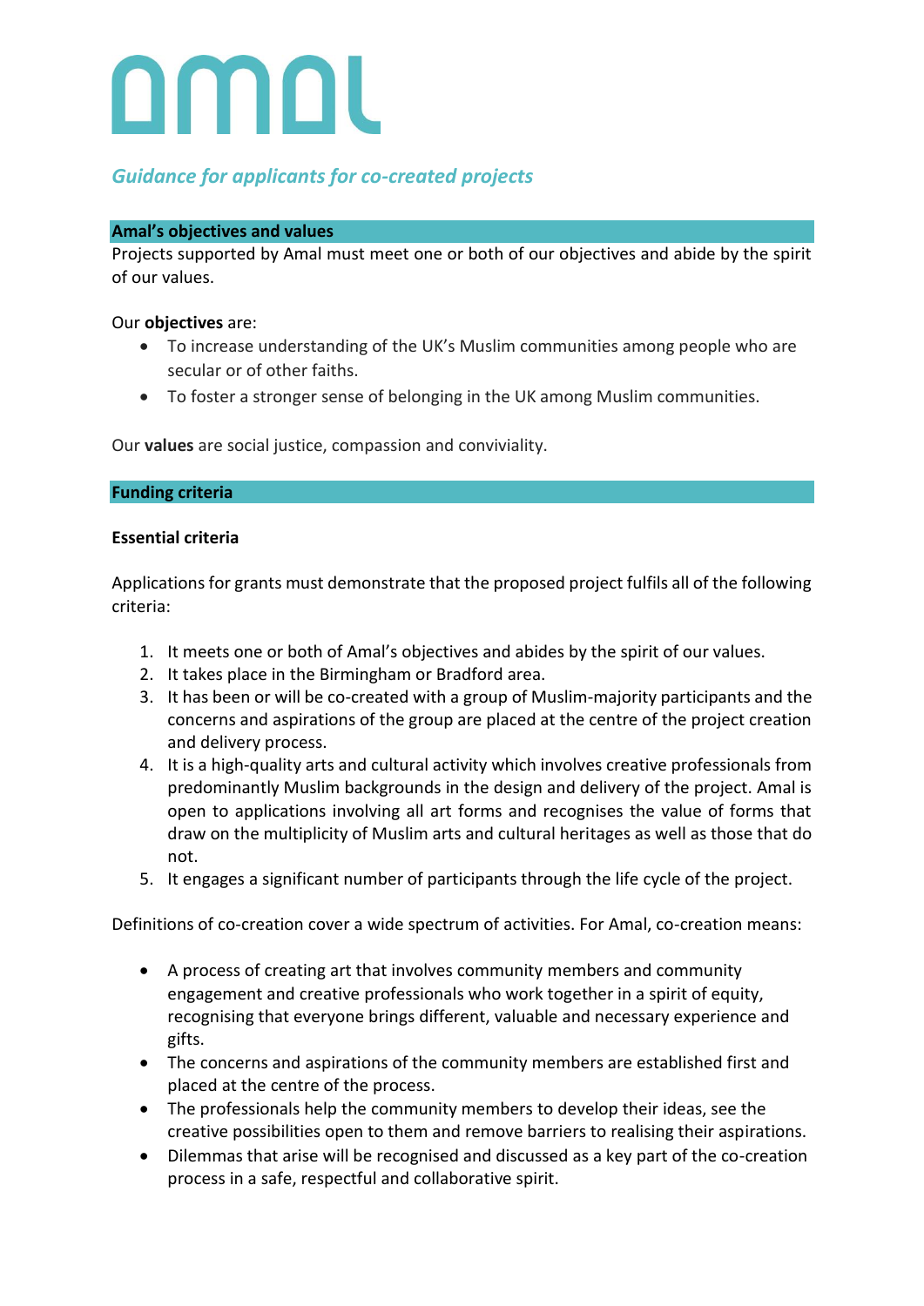# amal

## *Guidance for applicants for co-created projects*

### Amal's objectives and values

Projects supported by Amal must meet one or both of our objectives and abide by the spirit of our values.

Our **objectives** are:

- To increase understanding of the UK's Muslim communities among people who are secular or of other faiths.
- To foster a stronger sense of belonging in the UK among Muslim communities.

Our **values** are social justice, compassion and conviviality.

### Funding criteria

**Essential criteria**

Applications for grants must demonstrate that the proposed project fulfils all of the following criteria:

1. It meets one or both of Amal's objectives and abides by the spirit of our values.
2. It takes place in the Birmingham or Bradford area.
3. It has been or will be co-created with a group of Muslim-majority participants and the concerns and aspirations of the group are placed at the centre of the project creation and delivery process.
4. It is a high-quality arts and cultural activity which involves creative professionals from predominantly Muslim backgrounds in the design and delivery of the project. Amal is open to applications involving all art forms and recognises the value of forms that draw on the multiplicity of Muslim arts and cultural heritages as well as those that do not.
5. It engages a significant number of participants through the life cycle of the project.

Definitions of co-creation cover a wide spectrum of activities. For Amal, co-creation means:

- A process of creating art that involves community members and community engagement and creative professionals who work together in a spirit of equity, recognising that everyone brings different, valuable and necessary experience and gifts.
- The concerns and aspirations of the community members are established first and placed at the centre of the process.
- The professionals help the community members to develop their ideas, see the creative possibilities open to them and remove barriers to realising their aspirations.
- Dilemmas that arise will be recognised and discussed as a key part of the co-creation process in a safe, respectful and collaborative spirit.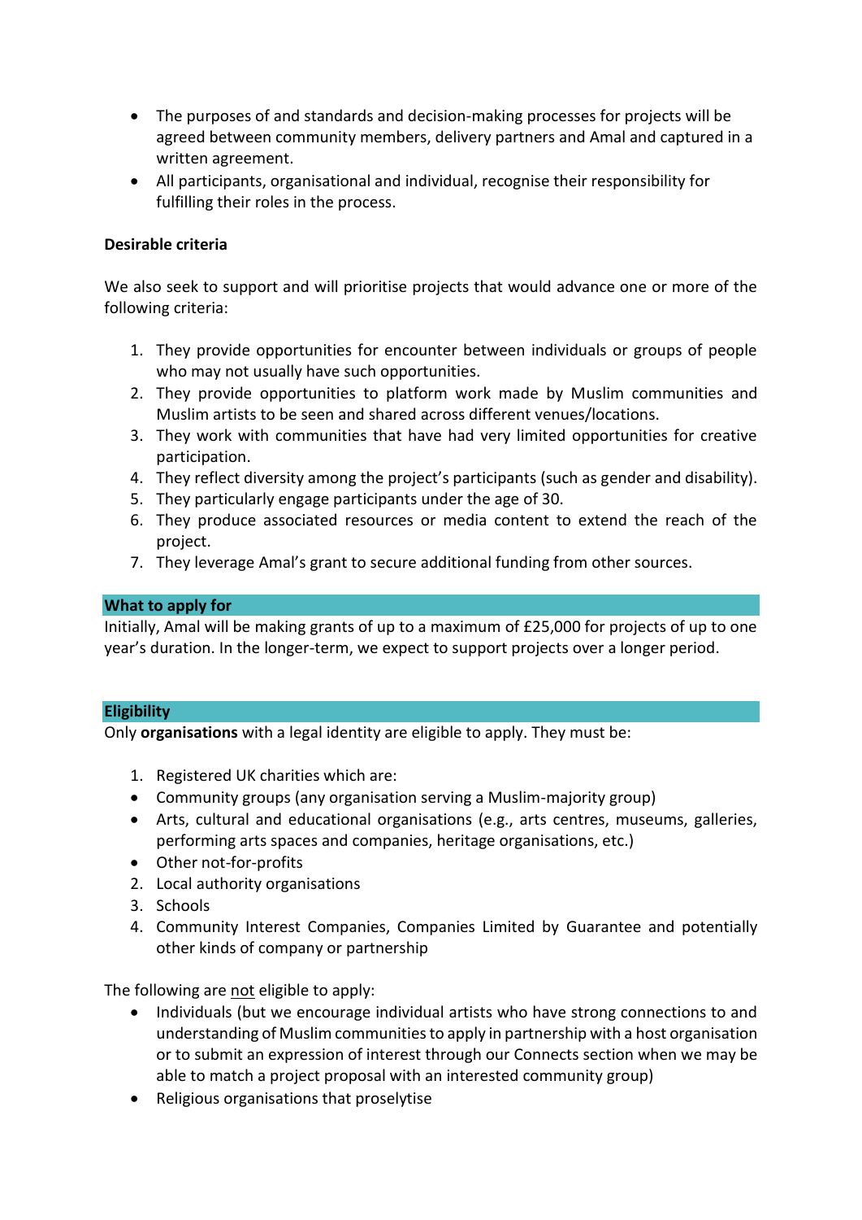- The purposes of and standards and decision-making processes for projects will be agreed between community members, delivery partners and Amal and captured in a written agreement.
- All participants, organisational and individual, recognise their responsibility for fulfilling their roles in the process.

**Desirable criteria**

We also seek to support and will prioritise projects that would advance one or more of the following criteria:

1. They provide opportunities for encounter between individuals or groups of people who may not usually have such opportunities.
2. They provide opportunities to platform work made by Muslim communities and Muslim artists to be seen and shared across different venues/locations.
3. They work with communities that have had very limited opportunities for creative participation.
4. They reflect diversity among the project's participants (such as gender and disability).
5. They particularly engage participants under the age of 30.
6. They produce associated resources or media content to extend the reach of the project.
7. They leverage Amal's grant to secure additional funding from other sources.

## What to apply for

Initially, Amal will be making grants of up to a maximum of £25,000 for projects of up to one year's duration. In the longer-term, we expect to support projects over a longer period.

## Eligibility

Only **organisations** with a legal identity are eligible to apply. They must be:

1. Registered UK charities which are:
   - Community groups (any organisation serving a Muslim-majority group)
   - Arts, cultural and educational organisations (e.g., arts centres, museums, galleries, performing arts spaces and companies, heritage organisations, etc.)
   - Other not-for-profits
2. Local authority organisations
3. Schools
4. Community Interest Companies, Companies Limited by Guarantee and potentially other kinds of company or partnership

The following are not eligible to apply:

- Individuals (but we encourage individual artists who have strong connections to and understanding of Muslim communities to apply in partnership with a host organisation or to submit an expression of interest through our Connects section when we may be able to match a project proposal with an interested community group)
- Religious organisations that proselytise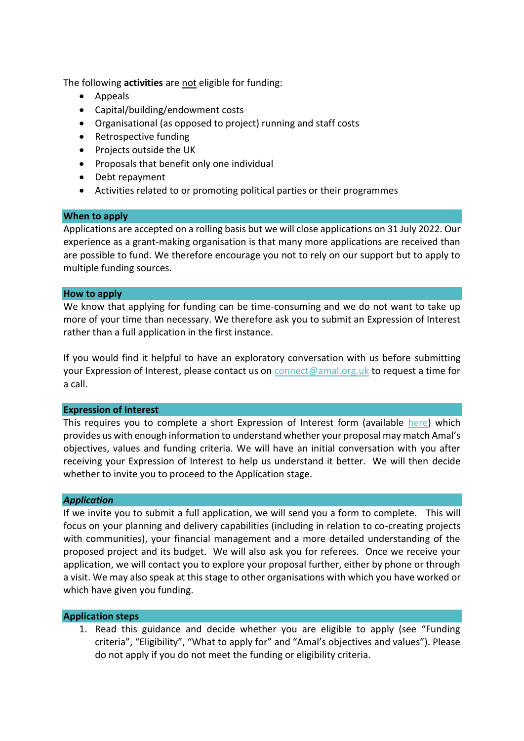The following **activities** are not eligible for funding:

- Appeals
- Capital/building/endowment costs
- Organisational (as opposed to project) running and staff costs
- Retrospective funding
- Projects outside the UK
- Proposals that benefit only one individual
- Debt repayment
- Activities related to or promoting political parties or their programmes

## When to apply

Applications are accepted on a rolling basis but we will close applications on 31 July 2022. Our experience as a grant-making organisation is that many more applications are received than are possible to fund. We therefore encourage you not to rely on our support but to apply to multiple funding sources.

## How to apply

We know that applying for funding can be time-consuming and we do not want to take up more of your time than necessary. We therefore ask you to submit an Expression of Interest rather than a full application in the first instance.

If you would find it helpful to have an exploratory conversation with us before submitting your Expression of Interest, please contact us on connect@amal.org.uk to request a time for a call.

## Expression of Interest

This requires you to complete a short Expression of Interest form (available here) which provides us with enough information to understand whether your proposal may match Amal's objectives, values and funding criteria. We will have an initial conversation with you after receiving your Expression of Interest to help us understand it better. We will then decide whether to invite you to proceed to the Application stage.

## *Application*

If we invite you to submit a full application, we will send you a form to complete. This will focus on your planning and delivery capabilities (including in relation to co-creating projects with communities), your financial management and a more detailed understanding of the proposed project and its budget. We will also ask you for referees. Once we receive your application, we will contact you to explore your proposal further, either by phone or through a visit. We may also speak at this stage to other organisations with which you have worked or which have given you funding.

## Application steps

1. Read this guidance and decide whether you are eligible to apply (see "Funding criteria", "Eligibility", "What to apply for" and "Amal's objectives and values"). Please do not apply if you do not meet the funding or eligibility criteria.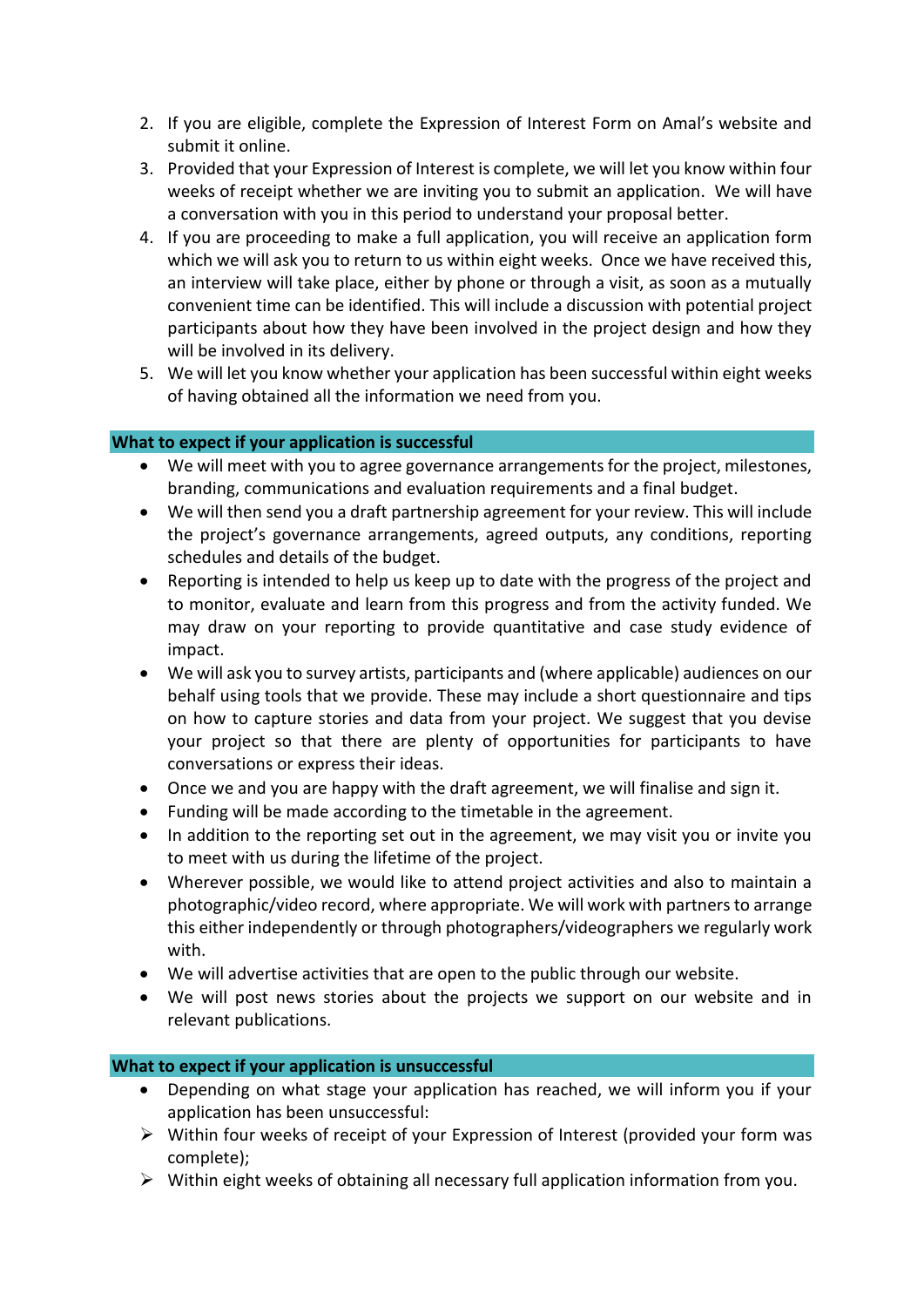2. If you are eligible, complete the Expression of Interest Form on Amal's website and submit it online.
3. Provided that your Expression of Interest is complete, we will let you know within four weeks of receipt whether we are inviting you to submit an application. We will have a conversation with you in this period to understand your proposal better.
4. If you are proceeding to make a full application, you will receive an application form which we will ask you to return to us within eight weeks. Once we have received this, an interview will take place, either by phone or through a visit, as soon as a mutually convenient time can be identified. This will include a discussion with potential project participants about how they have been involved in the project design and how they will be involved in its delivery.
5. We will let you know whether your application has been successful within eight weeks of having obtained all the information we need from you.

## What to expect if your application is successful

- We will meet with you to agree governance arrangements for the project, milestones, branding, communications and evaluation requirements and a final budget.
- We will then send you a draft partnership agreement for your review. This will include the project's governance arrangements, agreed outputs, any conditions, reporting schedules and details of the budget.
- Reporting is intended to help us keep up to date with the progress of the project and to monitor, evaluate and learn from this progress and from the activity funded. We may draw on your reporting to provide quantitative and case study evidence of impact.
- We will ask you to survey artists, participants and (where applicable) audiences on our behalf using tools that we provide. These may include a short questionnaire and tips on how to capture stories and data from your project. We suggest that you devise your project so that there are plenty of opportunities for participants to have conversations or express their ideas.
- Once we and you are happy with the draft agreement, we will finalise and sign it.
- Funding will be made according to the timetable in the agreement.
- In addition to the reporting set out in the agreement, we may visit you or invite you to meet with us during the lifetime of the project.
- Wherever possible, we would like to attend project activities and also to maintain a photographic/video record, where appropriate. We will work with partners to arrange this either independently or through photographers/videographers we regularly work with.
- We will advertise activities that are open to the public through our website.
- We will post news stories about the projects we support on our website and in relevant publications.

## What to expect if your application is unsuccessful

- Depending on what stage your application has reached, we will inform you if your application has been unsuccessful:
  - Within four weeks of receipt of your Expression of Interest (provided your form was complete);
  - Within eight weeks of obtaining all necessary full application information from you.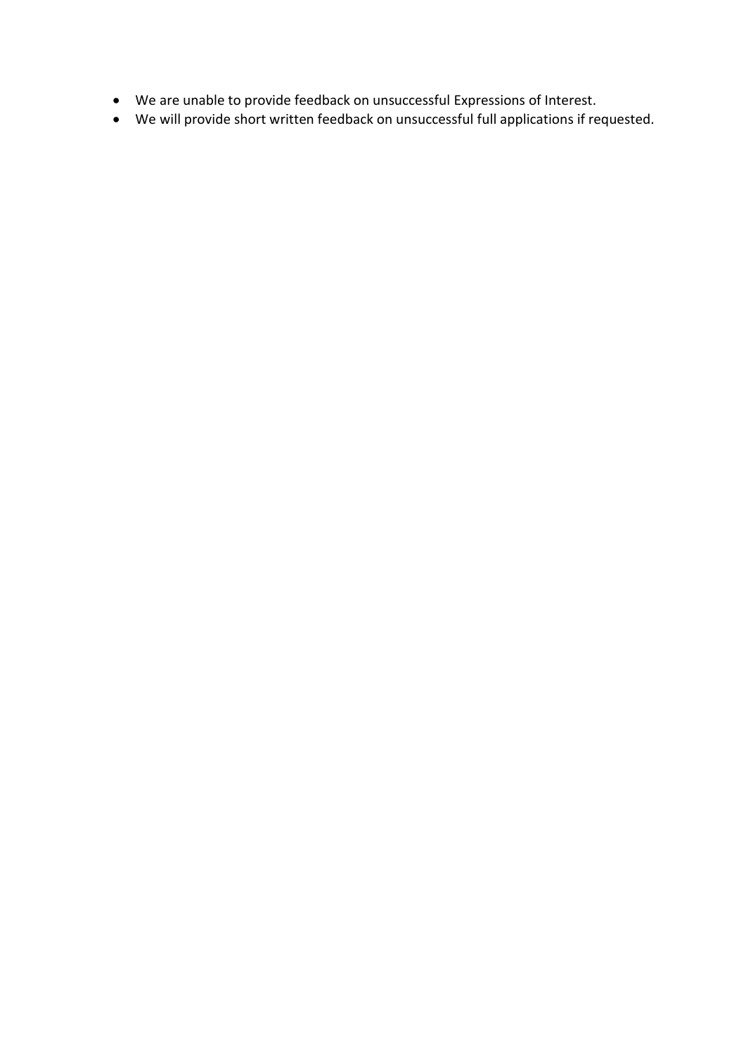- We are unable to provide feedback on unsuccessful Expressions of Interest.
- We will provide short written feedback on unsuccessful full applications if requested.